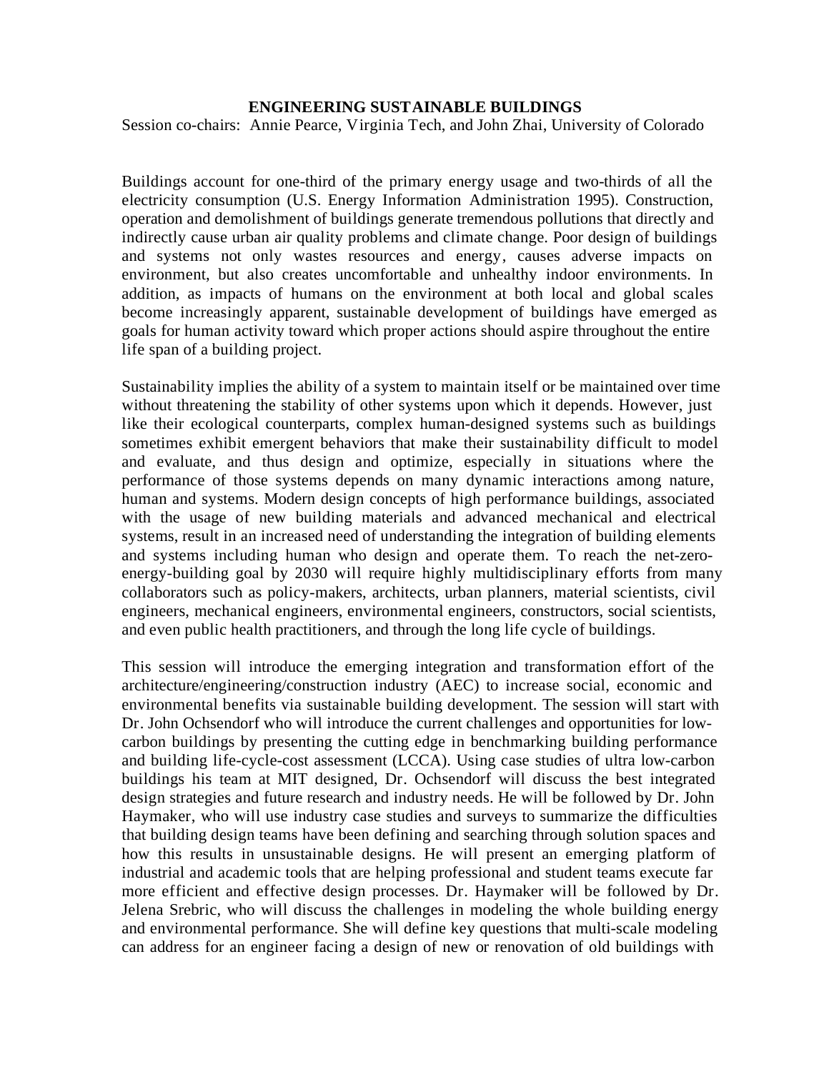# ENGINEERING SUSTAINABLE BUILDINGS

Session co-chairs: Annie Pearce, Virginia Tech, and John Zhai, University of Colorado

Buildings account for one-third of the primary energy usage and two-thirds of all the electricity consumption (U.S. Energy Information Administration 1995). Construction, operation and demolishment of buildings generate tremendous pollutions that directly and indirectly cause urban air quality problems and climate change. Poor design of buildings and systems not only wastes resources and energy, causes adverse impacts on environment, but also creates uncomfortable and unhealthy indoor environments. In addition, as impacts of humans on the environment at both local and global scales become increasingly apparent, sustainable development of buildings have emerged as goals for human activity toward which proper actions should aspire throughout the entire life span of a building project.

Sustainability implies the ability of a system to maintain itself or be maintained over time without threatening the stability of other systems upon which it depends. However, just like their ecological counterparts, complex human-designed systems such as buildings sometimes exhibit emergent behaviors that make their sustainability difficult to model and evaluate, and thus design and optimize, especially in situations where the performance of those systems depends on many dynamic interactions among nature, human and systems. Modern design concepts of high performance buildings, associated with the usage of new building materials and advanced mechanical and electrical systems, result in an increased need of understanding the integration of building elements and systems including human who design and operate them. To reach the net-zero-energy-building goal by 2030 will require highly multidisciplinary efforts from many collaborators such as policy-makers, architects, urban planners, material scientists, civil engineers, mechanical engineers, environmental engineers, constructors, social scientists, and even public health practitioners, and through the long life cycle of buildings.

This session will introduce the emerging integration and transformation effort of the architecture/engineering/construction industry (AEC) to increase social, economic and environmental benefits via sustainable building development. The session will start with Dr. John Ochsendorf who will introduce the current challenges and opportunities for low-carbon buildings by presenting the cutting edge in benchmarking building performance and building life-cycle-cost assessment (LCCA). Using case studies of ultra low-carbon buildings his team at MIT designed, Dr. Ochsendorf will discuss the best integrated design strategies and future research and industry needs. He will be followed by Dr. John Haymaker, who will use industry case studies and surveys to summarize the difficulties that building design teams have been defining and searching through solution spaces and how this results in unsustainable designs. He will present an emerging platform of industrial and academic tools that are helping professional and student teams execute far more efficient and effective design processes. Dr. Haymaker will be followed by Dr. Jelena Srebric, who will discuss the challenges in modeling the whole building energy and environmental performance. She will define key questions that multi-scale modeling can address for an engineer facing a design of new or renovation of old buildings with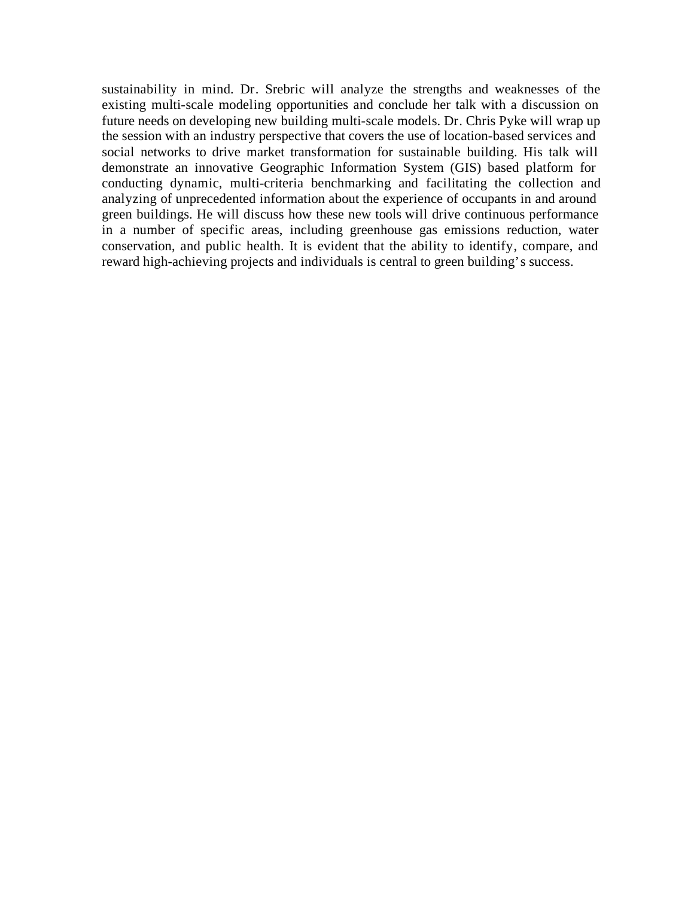sustainability in mind. Dr. Srebric will analyze the strengths and weaknesses of the existing multi-scale modeling opportunities and conclude her talk with a discussion on future needs on developing new building multi-scale models. Dr. Chris Pyke will wrap up the session with an industry perspective that covers the use of location-based services and social networks to drive market transformation for sustainable building. His talk will demonstrate an innovative Geographic Information System (GIS) based platform for conducting dynamic, multi-criteria benchmarking and facilitating the collection and analyzing of unprecedented information about the experience of occupants in and around green buildings. He will discuss how these new tools will drive continuous performance in a number of specific areas, including greenhouse gas emissions reduction, water conservation, and public health. It is evident that the ability to identify, compare, and reward high-achieving projects and individuals is central to green building's success.